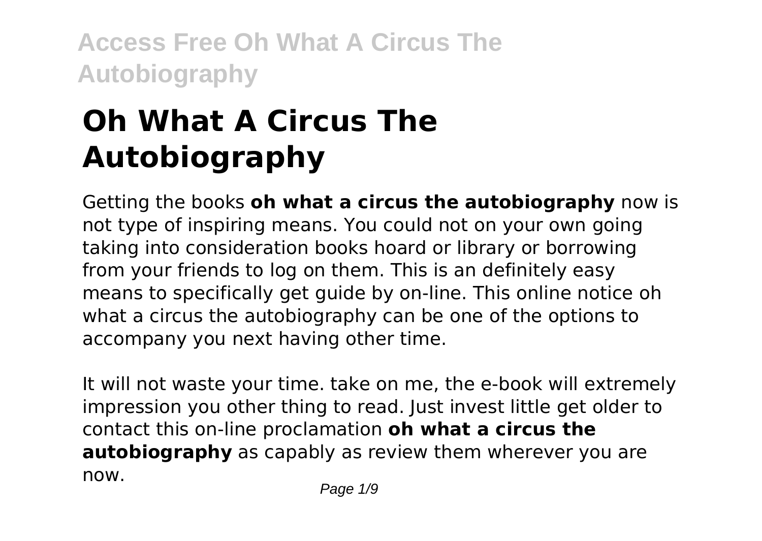# Oh What A Circus The Autobiography

Getting the books **oh what a circus the autobiography** now is not type of inspiring means. You could not on your own going taking into consideration books hoard or library or borrowing from your friends to log on them. This is an definitely easy means to specifically get guide by on-line. This online notice oh what a circus the autobiography can be one of the options to accompany you next having other time.

It will not waste your time. take on me, the e-book will extremely impression you other thing to read. Just invest little get older to contact this on-line proclamation **oh what a circus the autobiography** as capably as review them wherever you are now.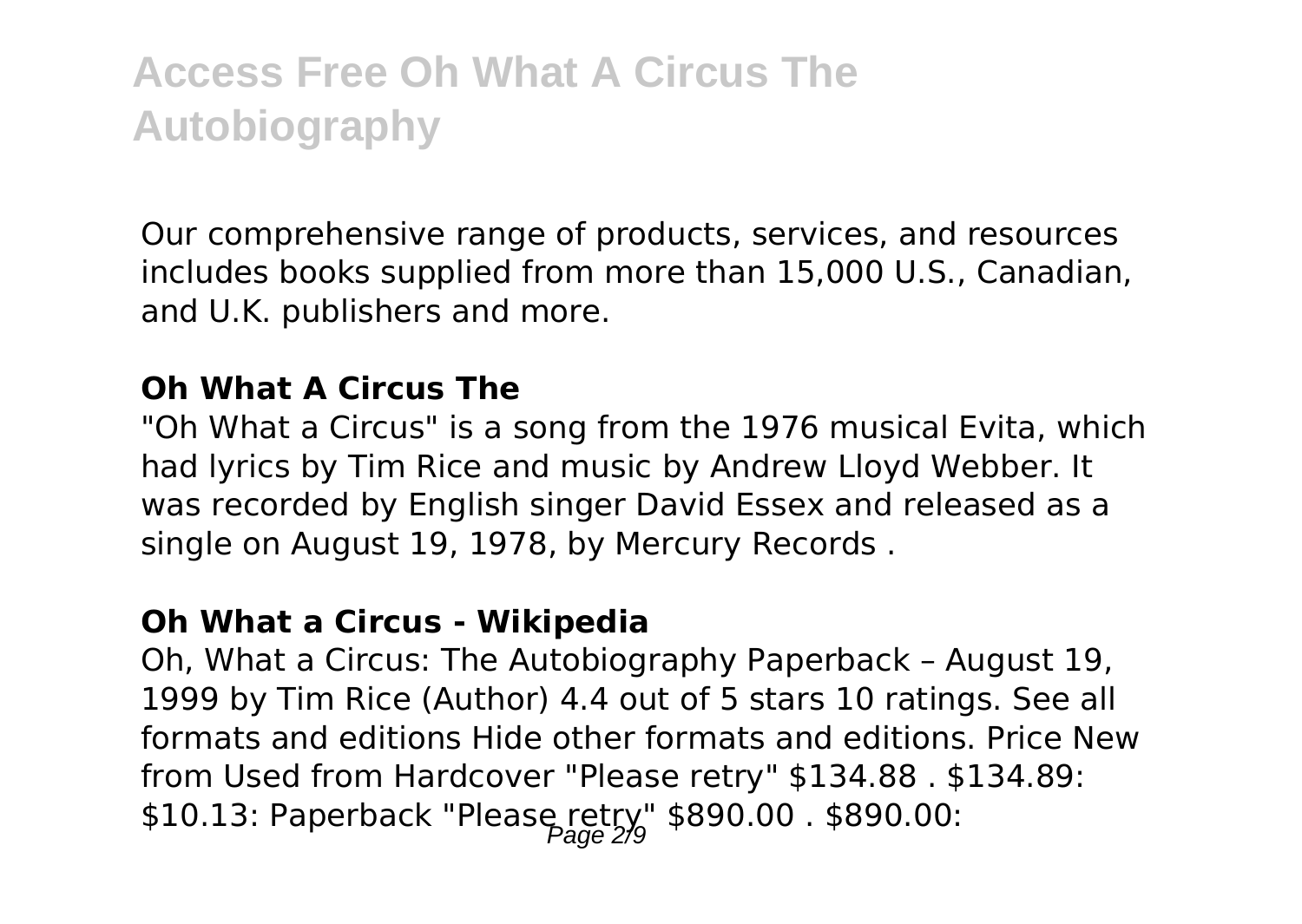Our comprehensive range of products, services, and resources includes books supplied from more than 15,000 U.S., Canadian, and U.K. publishers and more.

### Oh What A Circus The

"Oh What a Circus" is a song from the 1976 musical Evita, which had lyrics by Tim Rice and music by Andrew Lloyd Webber. It was recorded by English singer David Essex and released as a single on August 19, 1978, by Mercury Records .

### Oh What a Circus - Wikipedia

Oh, What a Circus: The Autobiography Paperback – August 19, 1999 by Tim Rice (Author) 4.4 out of 5 stars 10 ratings. See all formats and editions Hide other formats and editions. Price New from Used from Hardcover "Please retry" $134.88 . $134.89: $10.13: Paperback "Please retry" $890.00 . $890.00: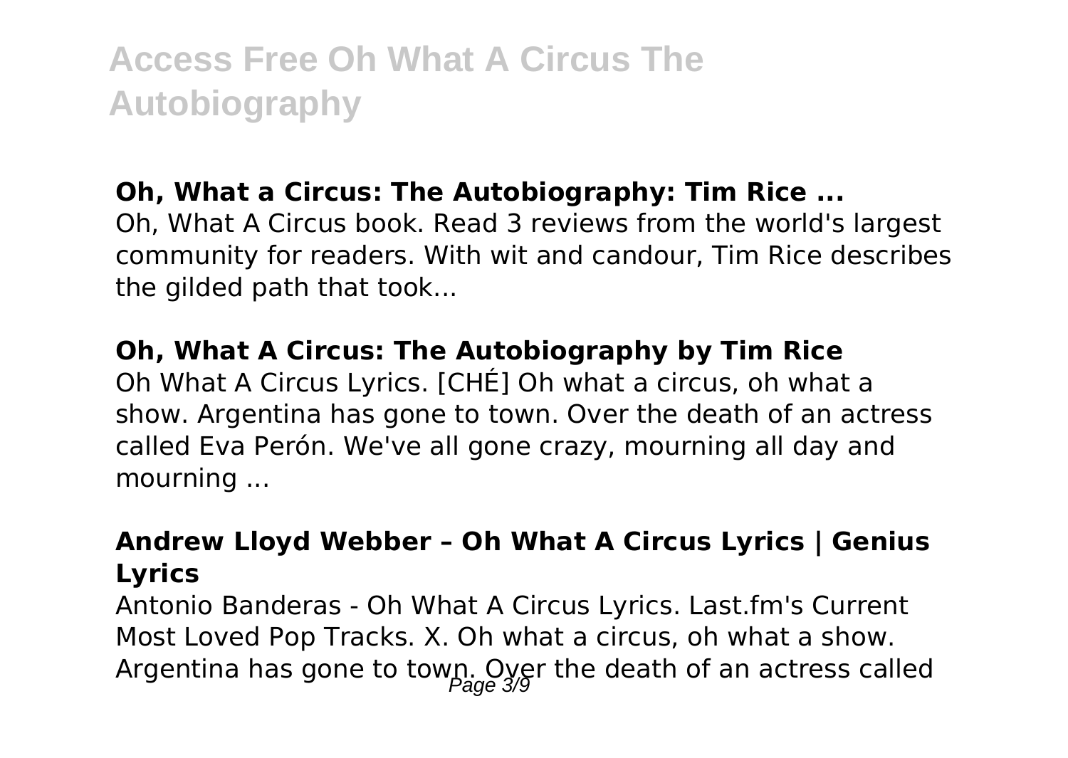**Oh, What a Circus: The Autobiography: Tim Rice ...**

Oh, What A Circus book. Read 3 reviews from the world's largest community for readers. With wit and candour, Tim Rice describes the gilded path that took...

**Oh, What A Circus: The Autobiography by Tim Rice**

Oh What A Circus Lyrics. [CHÉ] Oh what a circus, oh what a show. Argentina has gone to town. Over the death of an actress called Eva Perón. We've all gone crazy, mourning all day and mourning ...

**Andrew Lloyd Webber – Oh What A Circus Lyrics | Genius Lyrics**

Antonio Banderas - Oh What A Circus Lyrics. Last.fm's Current Most Loved Pop Tracks. X. Oh what a circus, oh what a show. Argentina has gone to town. Over the death of an actress called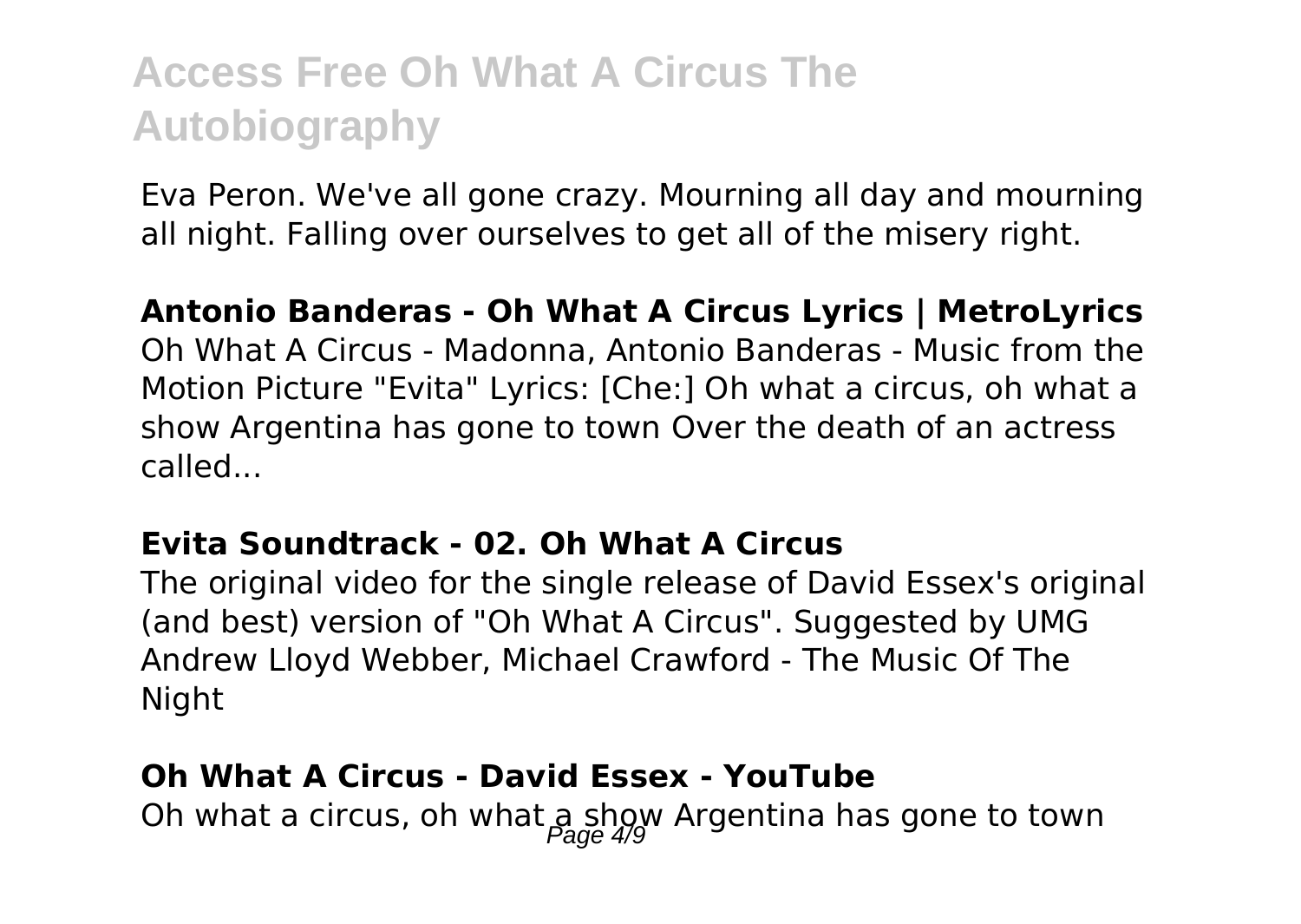Eva Peron. We've all gone crazy. Mourning all day and mourning all night. Falling over ourselves to get all of the misery right.

**Antonio Banderas - Oh What A Circus Lyrics | MetroLyrics**

Oh What A Circus - Madonna, Antonio Banderas - Music from the Motion Picture "Evita" Lyrics: [Che:] Oh what a circus, oh what a show Argentina has gone to town Over the death of an actress called...

**Evita Soundtrack - 02. Oh What A Circus**

The original video for the single release of David Essex's original (and best) version of "Oh What A Circus". Suggested by UMG Andrew Lloyd Webber, Michael Crawford - The Music Of The Night

**Oh What A Circus - David Essex - YouTube**

Oh what a circus, oh what a show Argentina has gone to town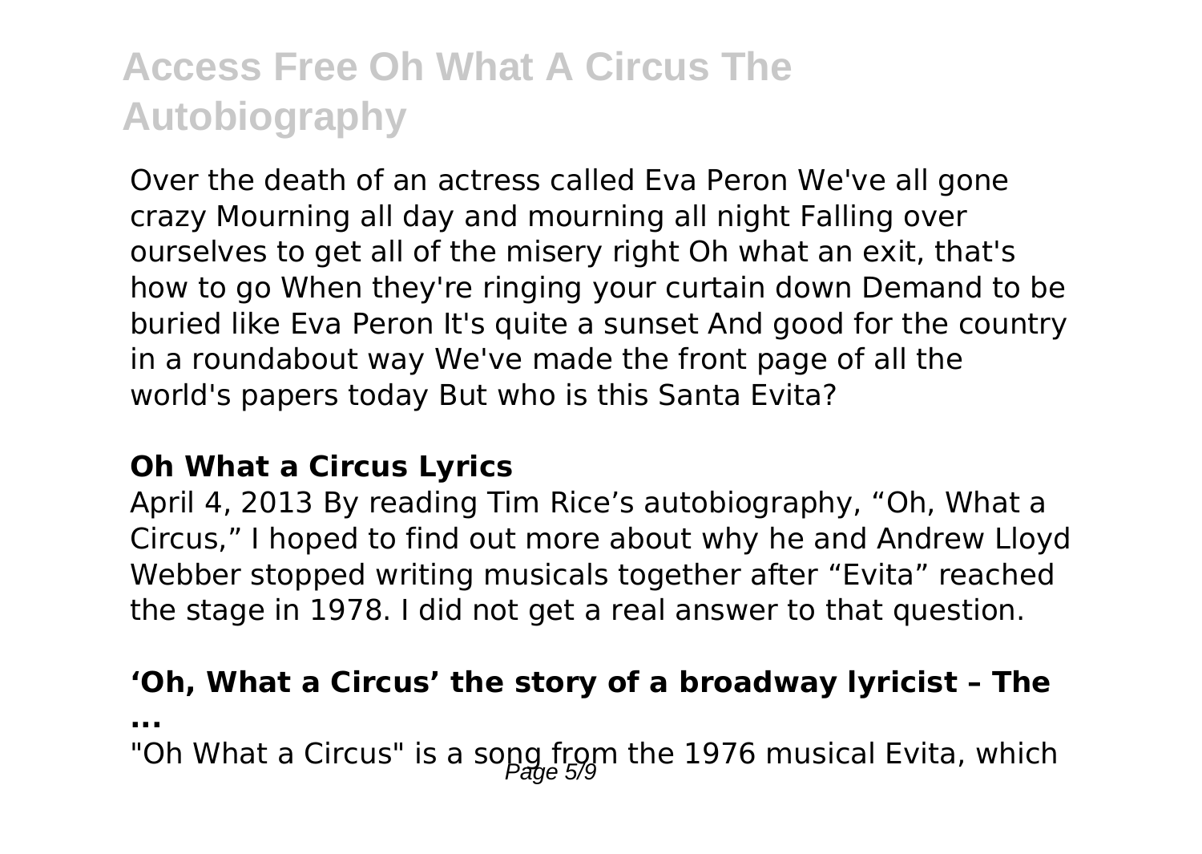# Access Free Oh What A Circus The Autobiography

Over the death of an actress called Eva Peron We've all gone crazy Mourning all day and mourning all night Falling over ourselves to get all of the misery right Oh what an exit, that's how to go When they're ringing your curtain down Demand to be buried like Eva Peron It's quite a sunset And good for the country in a roundabout way We've made the front page of all the world's papers today But who is this Santa Evita?

**Oh What a Circus Lyrics**

April 4, 2013 By reading Tim Rice's autobiography, "Oh, What a Circus," I hoped to find out more about why he and Andrew Lloyd Webber stopped writing musicals together after "Evita" reached the stage in 1978. I did not get a real answer to that question.

**'Oh, What a Circus' the story of a broadway lyricist – The ...**

"Oh What a Circus" is a song from the 1976 musical Evita, which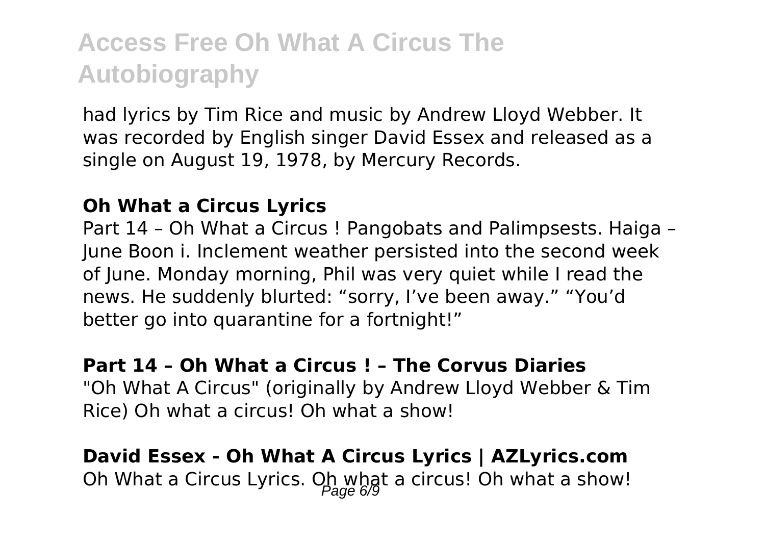had lyrics by Tim Rice and music by Andrew Lloyd Webber. It was recorded by English singer David Essex and released as a single on August 19, 1978, by Mercury Records.

**Oh What a Circus Lyrics**

Part 14 – Oh What a Circus ! Pangobats and Palimpsests. Haiga – June Boon i. Inclement weather persisted into the second week of June. Monday morning, Phil was very quiet while I read the news. He suddenly blurted: "sorry, I've been away." "You'd better go into quarantine for a fortnight!"

**Part 14 – Oh What a Circus ! – The Corvus Diaries**

"Oh What A Circus" (originally by Andrew Lloyd Webber & Tim Rice) Oh what a circus! Oh what a show!

**David Essex - Oh What A Circus Lyrics | AZLyrics.com**

Oh What a Circus Lyrics. Oh what a circus! Oh what a show!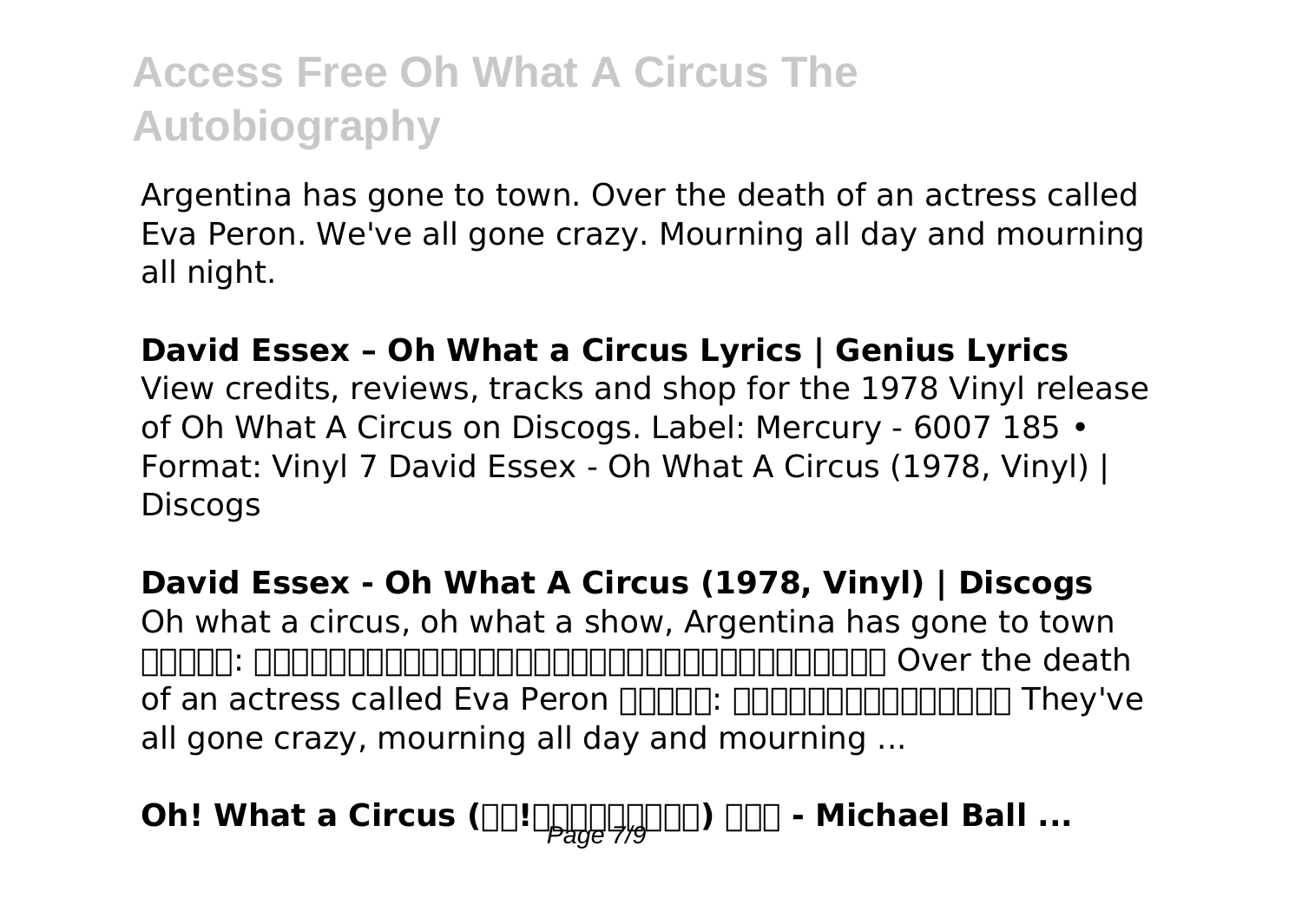Argentina has gone to town. Over the death of an actress called Eva Peron. We've all gone crazy. Mourning all day and mourning all night.

**David Essex – Oh What a Circus Lyrics | Genius Lyrics**

View credits, reviews, tracks and shop for the 1978 Vinyl release of Oh What A Circus on Discogs. Label: Mercury - 6007 185 • Format: Vinyl 7 David Essex - Oh What A Circus (1978, Vinyl) | Discogs

**David Essex - Oh What A Circus (1978, Vinyl) | Discogs**

Oh what a circus, oh what a show, Argentina has gone to town □□□□□: □□□□□□□□□□□□□□□□□□□□□□□□□□□□□□□□ Over the death of an actress called Eva Peron □□□□□: □□□□□□□□□□□□□□ They've all gone crazy, mourning all day and mourning ...

**Oh! What a Circus (□□!□□□□□□□□) □□□ - Michael Ball ...**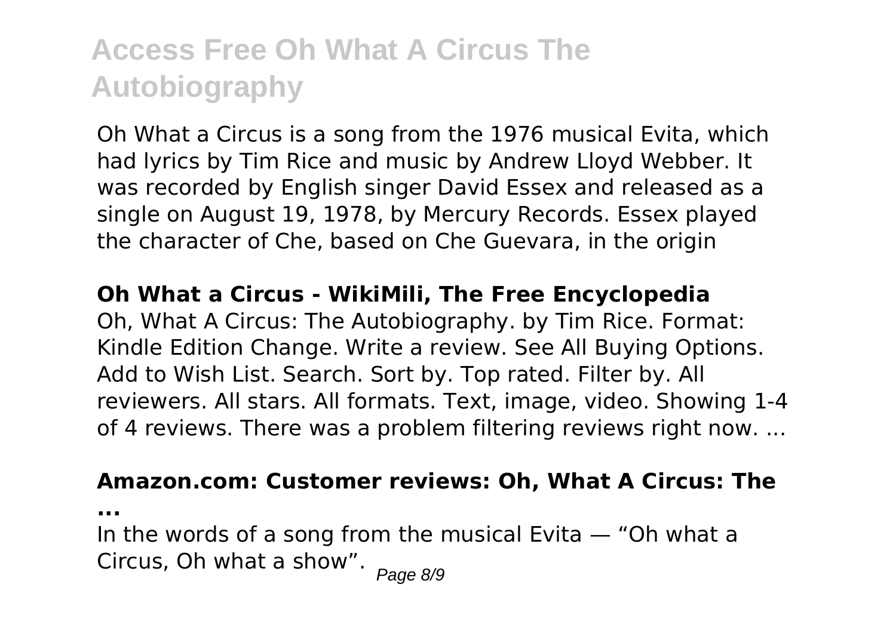# Access Free Oh What A Circus The Autobiography

Oh What a Circus is a song from the 1976 musical Evita, which had lyrics by Tim Rice and music by Andrew Lloyd Webber. It was recorded by English singer David Essex and released as a single on August 19, 1978, by Mercury Records. Essex played the character of Che, based on Che Guevara, in the origin

**Oh What a Circus - WikiMili, The Free Encyclopedia**

Oh, What A Circus: The Autobiography. by Tim Rice. Format: Kindle Edition Change. Write a review. See All Buying Options. Add to Wish List. Search. Sort by. Top rated. Filter by. All reviewers. All stars. All formats. Text, image, video. Showing 1-4 of 4 reviews. There was a problem filtering reviews right now. ...

**Amazon.com: Customer reviews: Oh, What A Circus: The ...**

In the words of a song from the musical Evita — "Oh what a Circus, Oh what a show".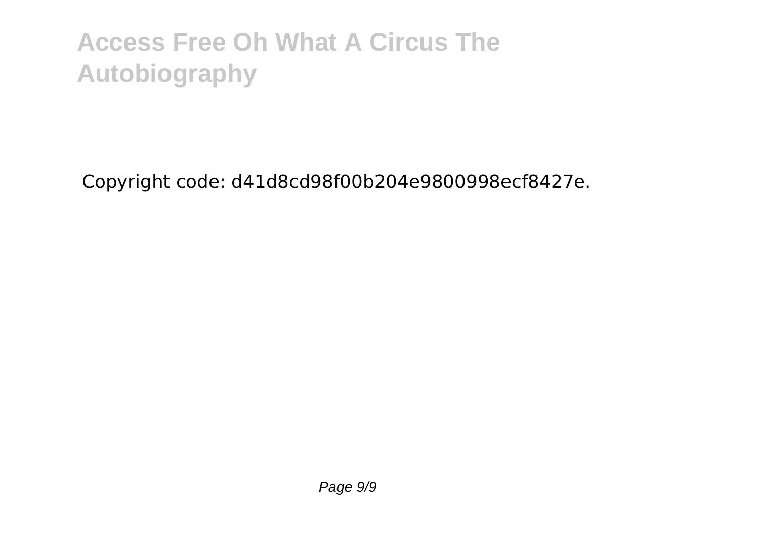Copyright code: d41d8cd98f00b204e9800998ecf8427e.